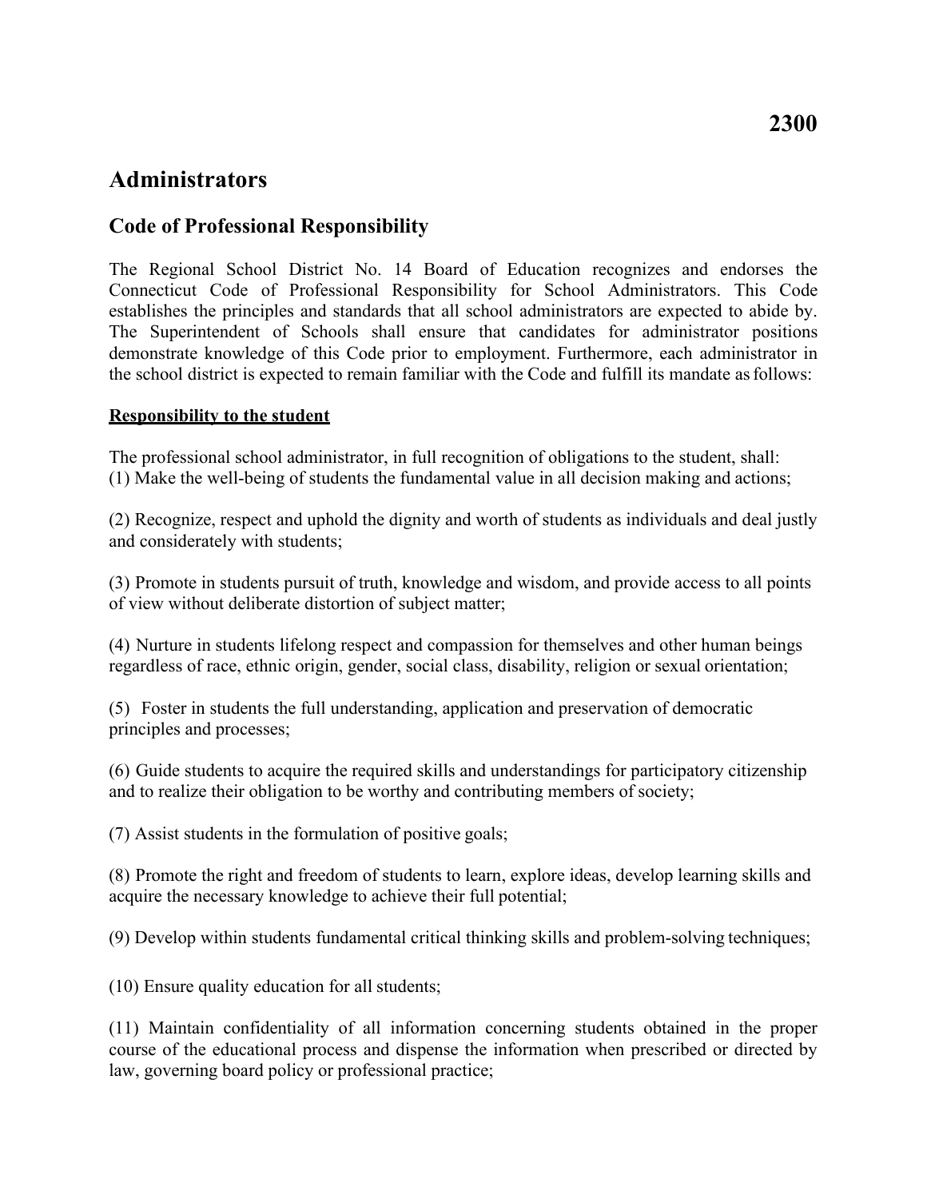# 2300

## Administrators

### Code of Professional Responsibility

The Regional School District No. 14 Board of Education recognizes and endorses the Connecticut Code of Professional Responsibility for School Administrators. This Code establishes the principles and standards that all school administrators are expected to abide by. The Superintendent of Schools shall ensure that candidates for administrator positions demonstrate knowledge of this Code prior to employment. Furthermore, each administrator in the school district is expected to remain familiar with the Code and fulfill its mandate as follows:

**Responsibility to the student**

The professional school administrator, in full recognition of obligations to the student, shall:
(1) Make the well-being of students the fundamental value in all decision making and actions;

(2) Recognize, respect and uphold the dignity and worth of students as individuals and deal justly and considerately with students;

(3) Promote in students pursuit of truth, knowledge and wisdom, and provide access to all points of view without deliberate distortion of subject matter;

(4) Nurture in students lifelong respect and compassion for themselves and other human beings regardless of race, ethnic origin, gender, social class, disability, religion or sexual orientation;

(5) Foster in students the full understanding, application and preservation of democratic principles and processes;

(6) Guide students to acquire the required skills and understandings for participatory citizenship and to realize their obligation to be worthy and contributing members of society;

(7) Assist students in the formulation of positive goals;

(8) Promote the right and freedom of students to learn, explore ideas, develop learning skills and acquire the necessary knowledge to achieve their full potential;

(9) Develop within students fundamental critical thinking skills and problem-solving techniques;

(10) Ensure quality education for all students;

(11) Maintain confidentiality of all information concerning students obtained in the proper course of the educational process and dispense the information when prescribed or directed by law, governing board policy or professional practice;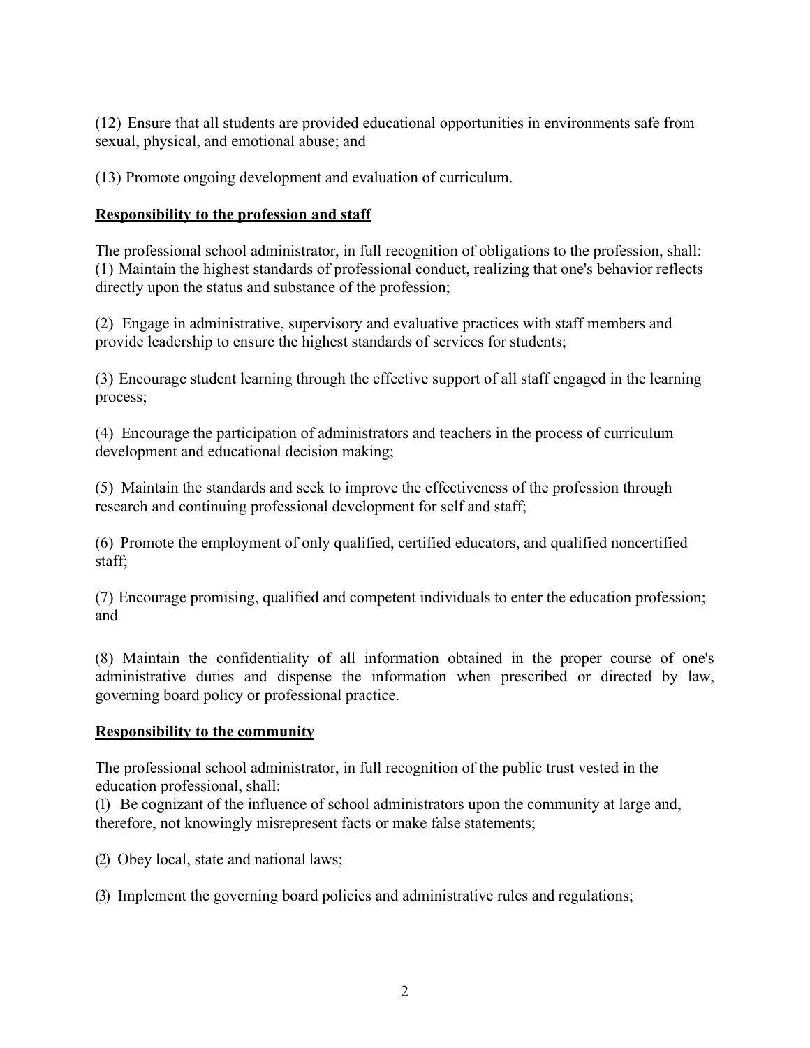(12) Ensure that all students are provided educational opportunities in environments safe from sexual, physical, and emotional abuse; and

(13) Promote ongoing development and evaluation of curriculum.

**Responsibility to the profession and staff**

The professional school administrator, in full recognition of obligations to the profession, shall:
(1) Maintain the highest standards of professional conduct, realizing that one's behavior reflects directly upon the status and substance of the profession;

(2) Engage in administrative, supervisory and evaluative practices with staff members and provide leadership to ensure the highest standards of services for students;

(3) Encourage student learning through the effective support of all staff engaged in the learning process;

(4) Encourage the participation of administrators and teachers in the process of curriculum development and educational decision making;

(5) Maintain the standards and seek to improve the effectiveness of the profession through research and continuing professional development for self and staff;

(6) Promote the employment of only qualified, certified educators, and qualified noncertified staff;

(7) Encourage promising, qualified and competent individuals to enter the education profession; and

(8) Maintain the confidentiality of all information obtained in the proper course of one's administrative duties and dispense the information when prescribed or directed by law, governing board policy or professional practice.

**Responsibility to the community**

The professional school administrator, in full recognition of the public trust vested in the education professional, shall:
(1) Be cognizant of the influence of school administrators upon the community at large and, therefore, not knowingly misrepresent facts or make false statements;

(2) Obey local, state and national laws;

(3) Implement the governing board policies and administrative rules and regulations;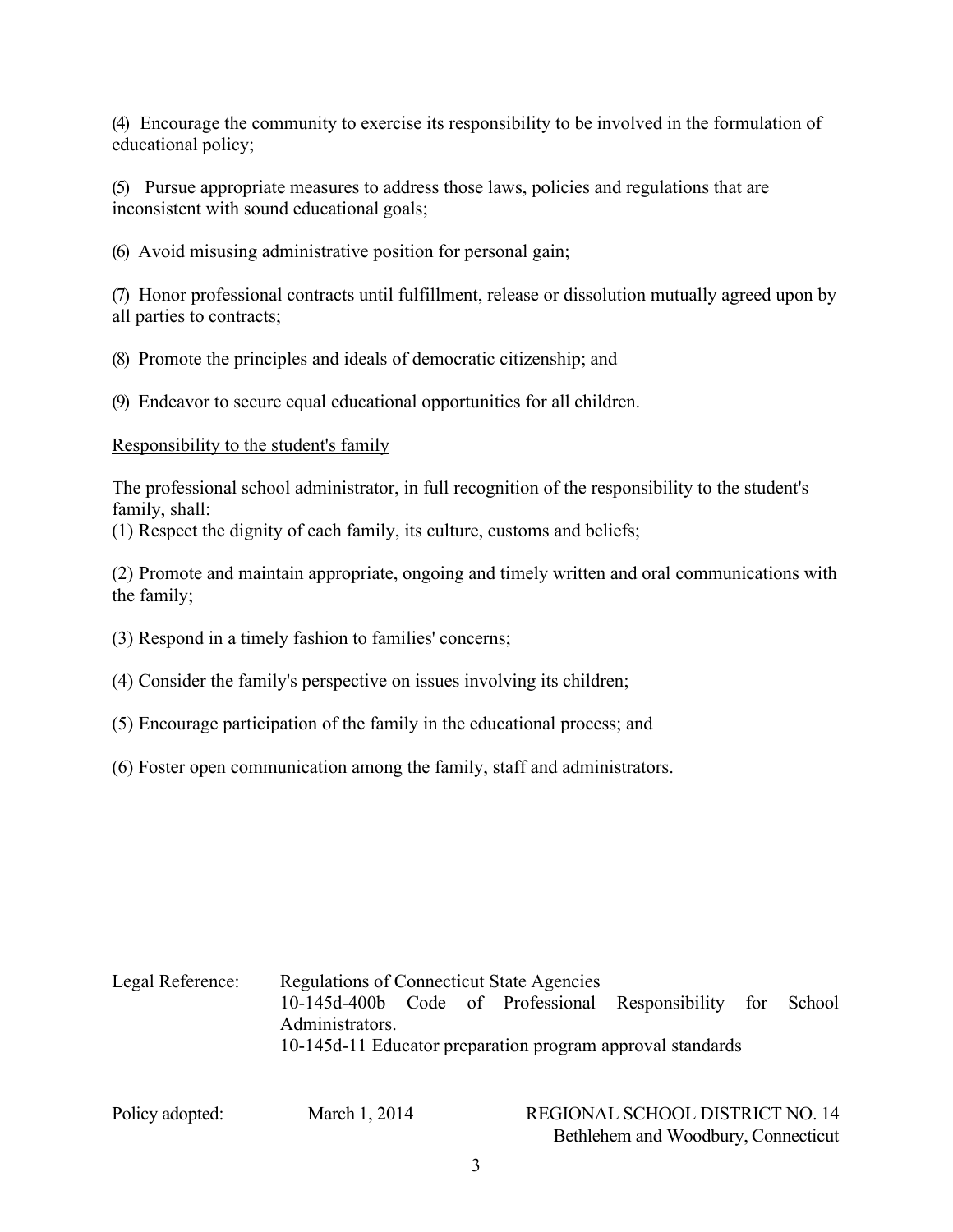(4) Encourage the community to exercise its responsibility to be involved in the formulation of educational policy;

(5) Pursue appropriate measures to address those laws, policies and regulations that are inconsistent with sound educational goals;

(6) Avoid misusing administrative position for personal gain;

(7) Honor professional contracts until fulfillment, release or dissolution mutually agreed upon by all parties to contracts;

(8) Promote the principles and ideals of democratic citizenship; and

(9) Endeavor to secure equal educational opportunities for all children.

<u>Responsibility to the student's family</u>

The professional school administrator, in full recognition of the responsibility to the student's family, shall:

(1) Respect the dignity of each family, its culture, customs and beliefs;

(2) Promote and maintain appropriate, ongoing and timely written and oral communications with the family;

(3) Respond in a timely fashion to families' concerns;

(4) Consider the family's perspective on issues involving its children;

(5) Encourage participation of the family in the educational process; and

(6) Foster open communication among the family, staff and administrators.

Legal Reference: Regulations of Connecticut State Agencies
10-145d-400b Code of Professional Responsibility for School Administrators.
10-145d-11 Educator preparation program approval standards

Policy adopted: March 1, 2014

REGIONAL SCHOOL DISTRICT NO. 14
Bethlehem and Woodbury, Connecticut